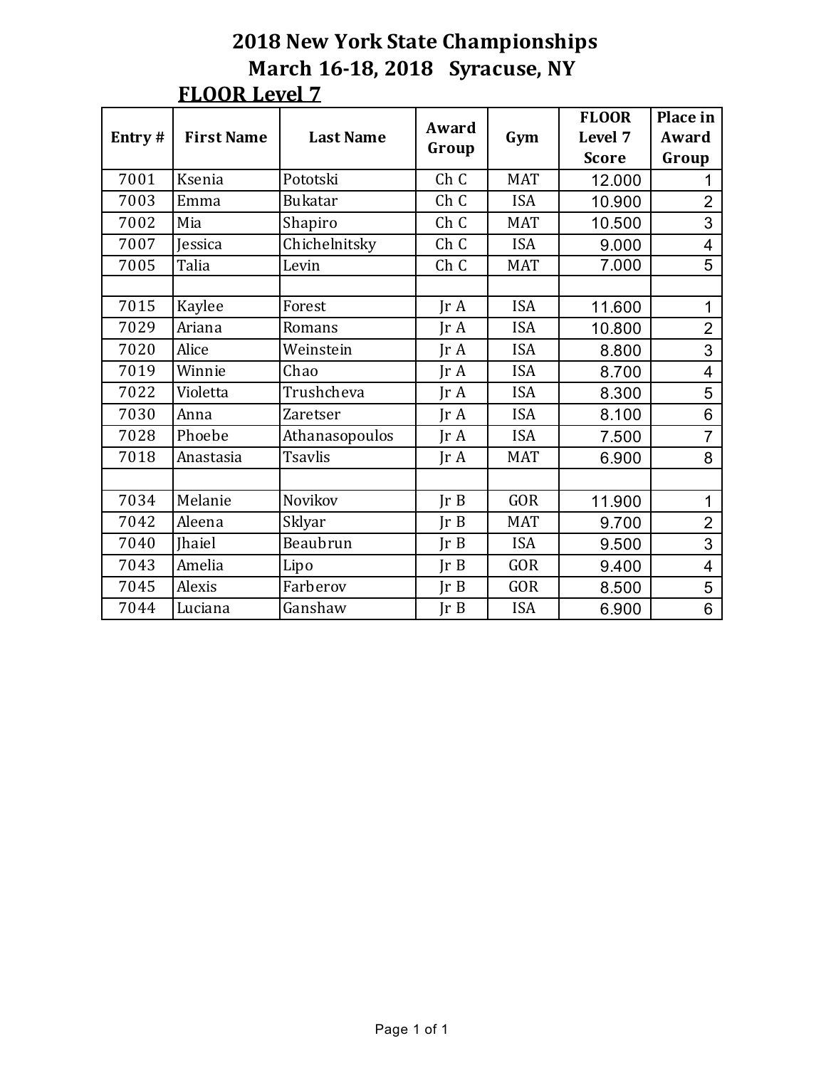# 2018 New York State Championships

## March 16-18, 2018 Syracuse, NY

### FLOOR Level 7

| Entry # | First Name | Last Name | Award Group | Gym | FLOOR Level 7 Score | Place in Award Group |
|---|---|---|---|---|---|---|
| 7001 | Ksenia | Pototski | Ch C | MAT | 12.000 | 1 |
| 7003 | Emma | Bukatar | Ch C | ISA | 10.900 | 2 |
| 7002 | Mia | Shapiro | Ch C | MAT | 10.500 | 3 |
| 7007 | Jessica | Chichelnitsky | Ch C | ISA | 9.000 | 4 |
| 7005 | Talia | Levin | Ch C | MAT | 7.000 | 5 |
| | | | | | | |
| 7015 | Kaylee | Forest | Jr A | ISA | 11.600 | 1 |
| 7029 | Ariana | Romans | Jr A | ISA | 10.800 | 2 |
| 7020 | Alice | Weinstein | Jr A | ISA | 8.800 | 3 |
| 7019 | Winnie | Chao | Jr A | ISA | 8.700 | 4 |
| 7022 | Violetta | Trushcheva | Jr A | ISA | 8.300 | 5 |
| 7030 | Anna | Zaretser | Jr A | ISA | 8.100 | 6 |
| 7028 | Phoebe | Athanasopoulos | Jr A | ISA | 7.500 | 7 |
| 7018 | Anastasia | Tsavlis | Jr A | MAT | 6.900 | 8 |
| | | | | | | |
| 7034 | Melanie | Novikov | Jr B | GOR | 11.900 | 1 |
| 7042 | Aleena | Sklyar | Jr B | MAT | 9.700 | 2 |
| 7040 | Jhaiel | Beaubrun | Jr B | ISA | 9.500 | 3 |
| 7043 | Amelia | Lipo | Jr B | GOR | 9.400 | 4 |
| 7045 | Alexis | Farberov | Jr B | GOR | 8.500 | 5 |
| 7044 | Luciana | Ganshaw | Jr B | ISA | 6.900 | 6 |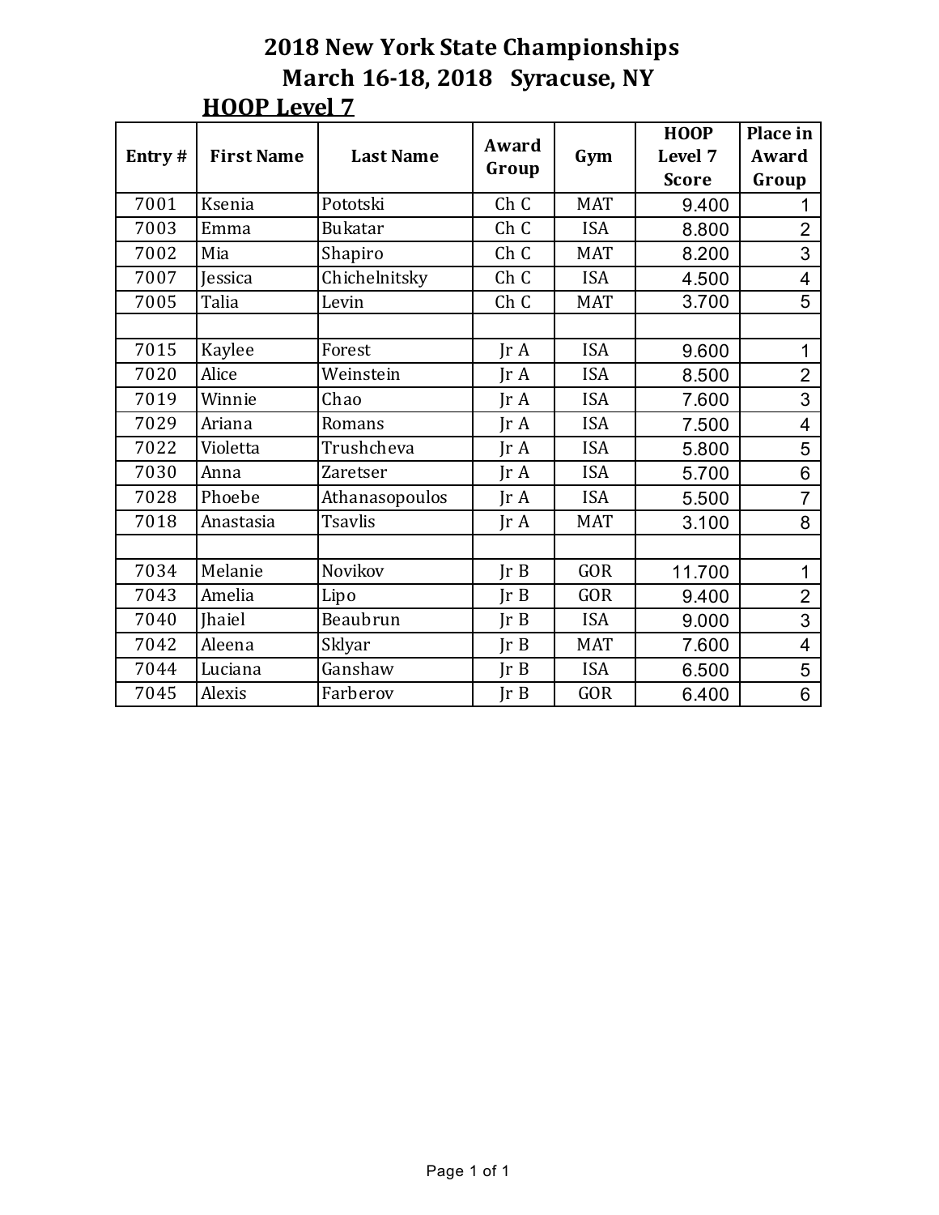# 2018 New York State Championships

## March 16-18, 2018 Syracuse, NY

### HOOP Level 7

| Entry # | First Name | Last Name | Award Group | Gym | HOOP Level 7 Score | Place in Award Group |
|---|---|---|---|---|---|---|
| 7001 | Ksenia | Pototski | Ch C | MAT | 9.400 | 1 |
| 7003 | Emma | Bukatar | Ch C | ISA | 8.800 | 2 |
| 7002 | Mia | Shapiro | Ch C | MAT | 8.200 | 3 |
| 7007 | Jessica | Chichelnitsky | Ch C | ISA | 4.500 | 4 |
| 7005 | Talia | Levin | Ch C | MAT | 3.700 | 5 |
| | | | | | | |
| 7015 | Kaylee | Forest | Jr A | ISA | 9.600 | 1 |
| 7020 | Alice | Weinstein | Jr A | ISA | 8.500 | 2 |
| 7019 | Winnie | Chao | Jr A | ISA | 7.600 | 3 |
| 7029 | Ariana | Romans | Jr A | ISA | 7.500 | 4 |
| 7022 | Violetta | Trushcheva | Jr A | ISA | 5.800 | 5 |
| 7030 | Anna | Zaretser | Jr A | ISA | 5.700 | 6 |
| 7028 | Phoebe | Athanasopoulos | Jr A | ISA | 5.500 | 7 |
| 7018 | Anastasia | Tsavlis | Jr A | MAT | 3.100 | 8 |
| | | | | | | |
| 7034 | Melanie | Novikov | Jr B | GOR | 11.700 | 1 |
| 7043 | Amelia | Lipo | Jr B | GOR | 9.400 | 2 |
| 7040 | Jhaiel | Beaubrun | Jr B | ISA | 9.000 | 3 |
| 7042 | Aleena | Sklyar | Jr B | MAT | 7.600 | 4 |
| 7044 | Luciana | Ganshaw | Jr B | ISA | 6.500 | 5 |
| 7045 | Alexis | Farberov | Jr B | GOR | 6.400 | 6 |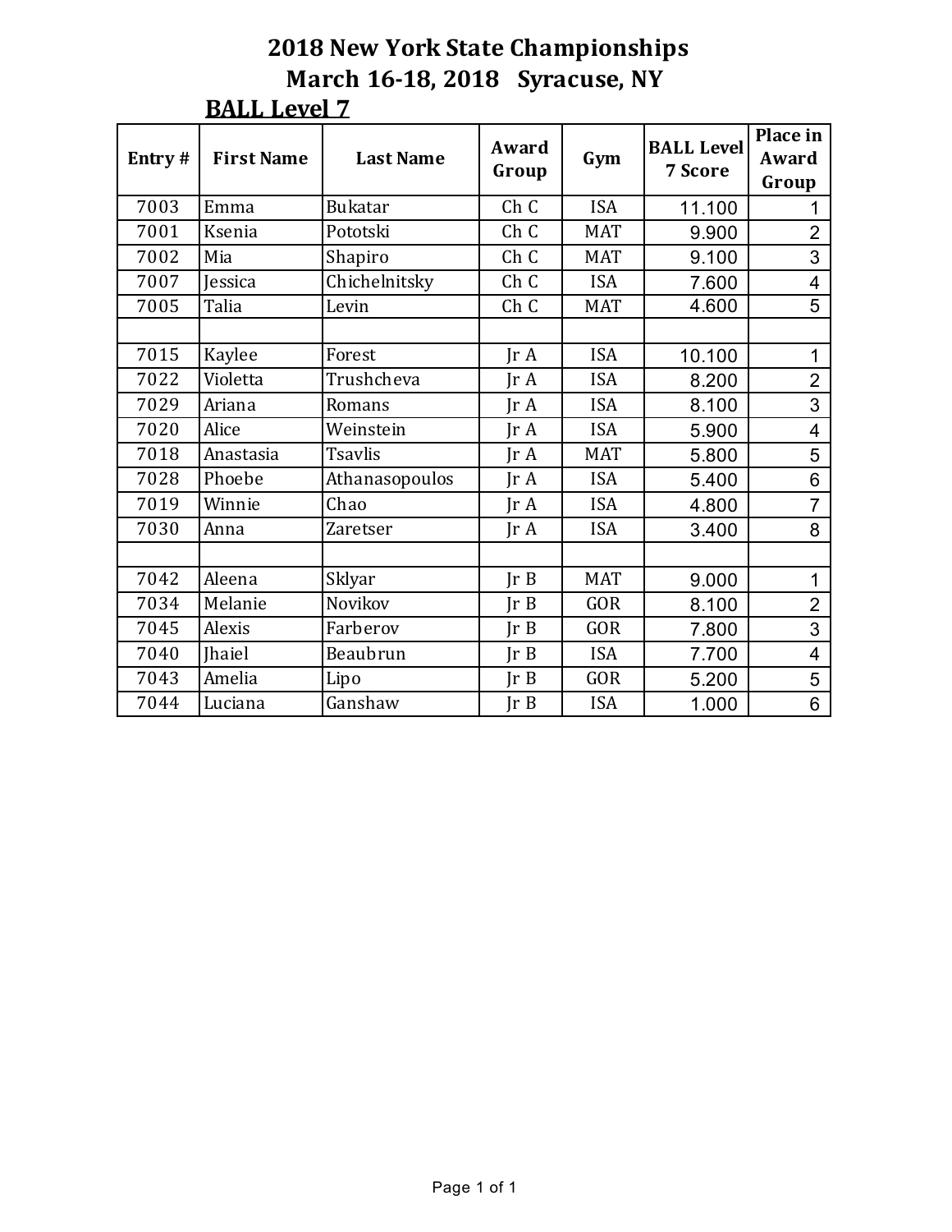# 2018 New York State Championships
## March 16-18, 2018 Syracuse, NY
### BALL Level 7

| Entry # | First Name | Last Name | Award Group | Gym | BALL Level 7 Score | Place in Award Group |
|---|---|---|---|---|---|---|
| 7003 | Emma | Bukatar | Ch C | ISA | 11.100 | 1 |
| 7001 | Ksenia | Pototski | Ch C | MAT | 9.900 | 2 |
| 7002 | Mia | Shapiro | Ch C | MAT | 9.100 | 3 |
| 7007 | Jessica | Chichelnitsky | Ch C | ISA | 7.600 | 4 |
| 7005 | Talia | Levin | Ch C | MAT | 4.600 | 5 |
| | | | | | | |
| 7015 | Kaylee | Forest | Jr A | ISA | 10.100 | 1 |
| 7022 | Violetta | Trushcheva | Jr A | ISA | 8.200 | 2 |
| 7029 | Ariana | Romans | Jr A | ISA | 8.100 | 3 |
| 7020 | Alice | Weinstein | Jr A | ISA | 5.900 | 4 |
| 7018 | Anastasia | Tsavlis | Jr A | MAT | 5.800 | 5 |
| 7028 | Phoebe | Athanasopoulos | Jr A | ISA | 5.400 | 6 |
| 7019 | Winnie | Chao | Jr A | ISA | 4.800 | 7 |
| 7030 | Anna | Zaretser | Jr A | ISA | 3.400 | 8 |
| | | | | | | |
| 7042 | Aleena | Sklyar | Jr B | MAT | 9.000 | 1 |
| 7034 | Melanie | Novikov | Jr B | GOR | 8.100 | 2 |
| 7045 | Alexis | Farberov | Jr B | GOR | 7.800 | 3 |
| 7040 | Jhaiel | Beaubrun | Jr B | ISA | 7.700 | 4 |
| 7043 | Amelia | Lipo | Jr B | GOR | 5.200 | 5 |
| 7044 | Luciana | Ganshaw | Jr B | ISA | 1.000 | 6 |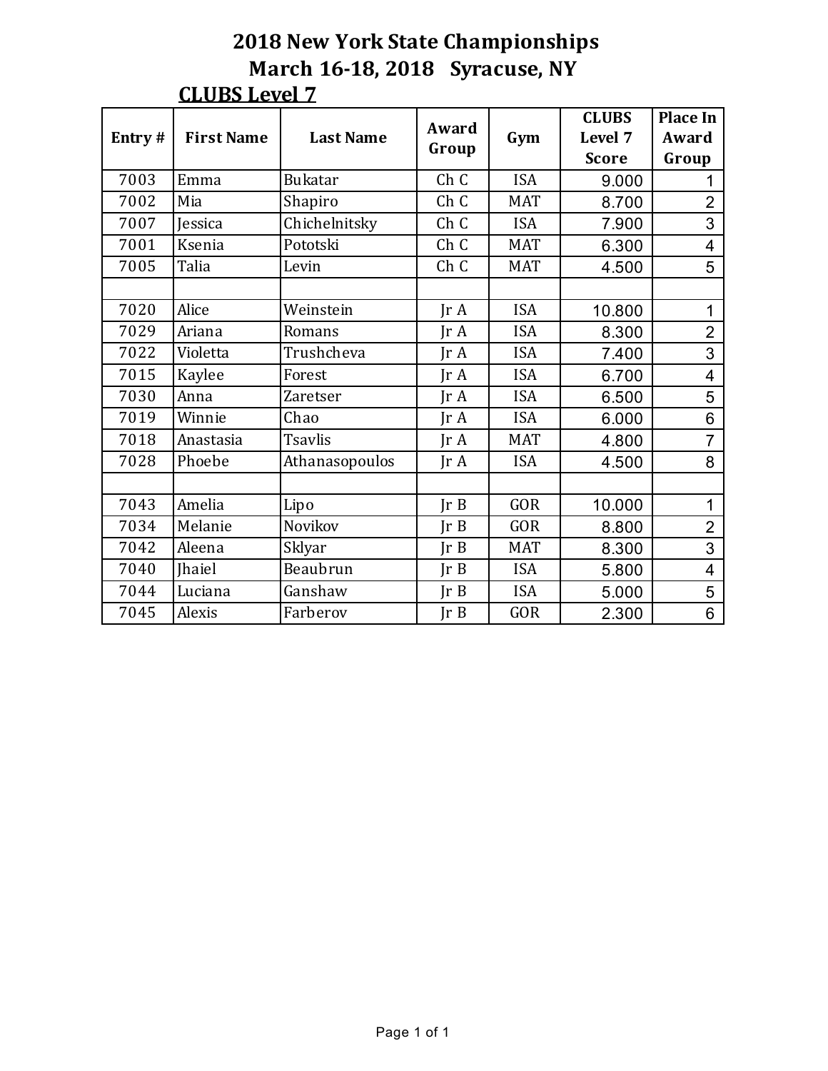# 2018 New York State Championships

## March 16-18, 2018 Syracuse, NY

### CLUBS Level 7

| Entry # | First Name | Last Name | Award Group | Gym | CLUBS Level 7 Score | Place In Award Group |
|---|---|---|---|---|---|---|
| 7003 | Emma | Bukatar | Ch C | ISA | 9.000 | 1 |
| 7002 | Mia | Shapiro | Ch C | MAT | 8.700 | 2 |
| 7007 | Jessica | Chichelnitsky | Ch C | ISA | 7.900 | 3 |
| 7001 | Ksenia | Pototski | Ch C | MAT | 6.300 | 4 |
| 7005 | Talia | Levin | Ch C | MAT | 4.500 | 5 |
| | | | | | | |
| 7020 | Alice | Weinstein | Jr A | ISA | 10.800 | 1 |
| 7029 | Ariana | Romans | Jr A | ISA | 8.300 | 2 |
| 7022 | Violetta | Trushcheva | Jr A | ISA | 7.400 | 3 |
| 7015 | Kaylee | Forest | Jr A | ISA | 6.700 | 4 |
| 7030 | Anna | Zaretser | Jr A | ISA | 6.500 | 5 |
| 7019 | Winnie | Chao | Jr A | ISA | 6.000 | 6 |
| 7018 | Anastasia | Tsavlis | Jr A | MAT | 4.800 | 7 |
| 7028 | Phoebe | Athanasopoulos | Jr A | ISA | 4.500 | 8 |
| | | | | | | |
| 7043 | Amelia | Lipo | Jr B | GOR | 10.000 | 1 |
| 7034 | Melanie | Novikov | Jr B | GOR | 8.800 | 2 |
| 7042 | Aleena | Sklyar | Jr B | MAT | 8.300 | 3 |
| 7040 | Jhaiel | Beaubrun | Jr B | ISA | 5.800 | 4 |
| 7044 | Luciana | Ganshaw | Jr B | ISA | 5.000 | 5 |
| 7045 | Alexis | Farberov | Jr B | GOR | 2.300 | 6 |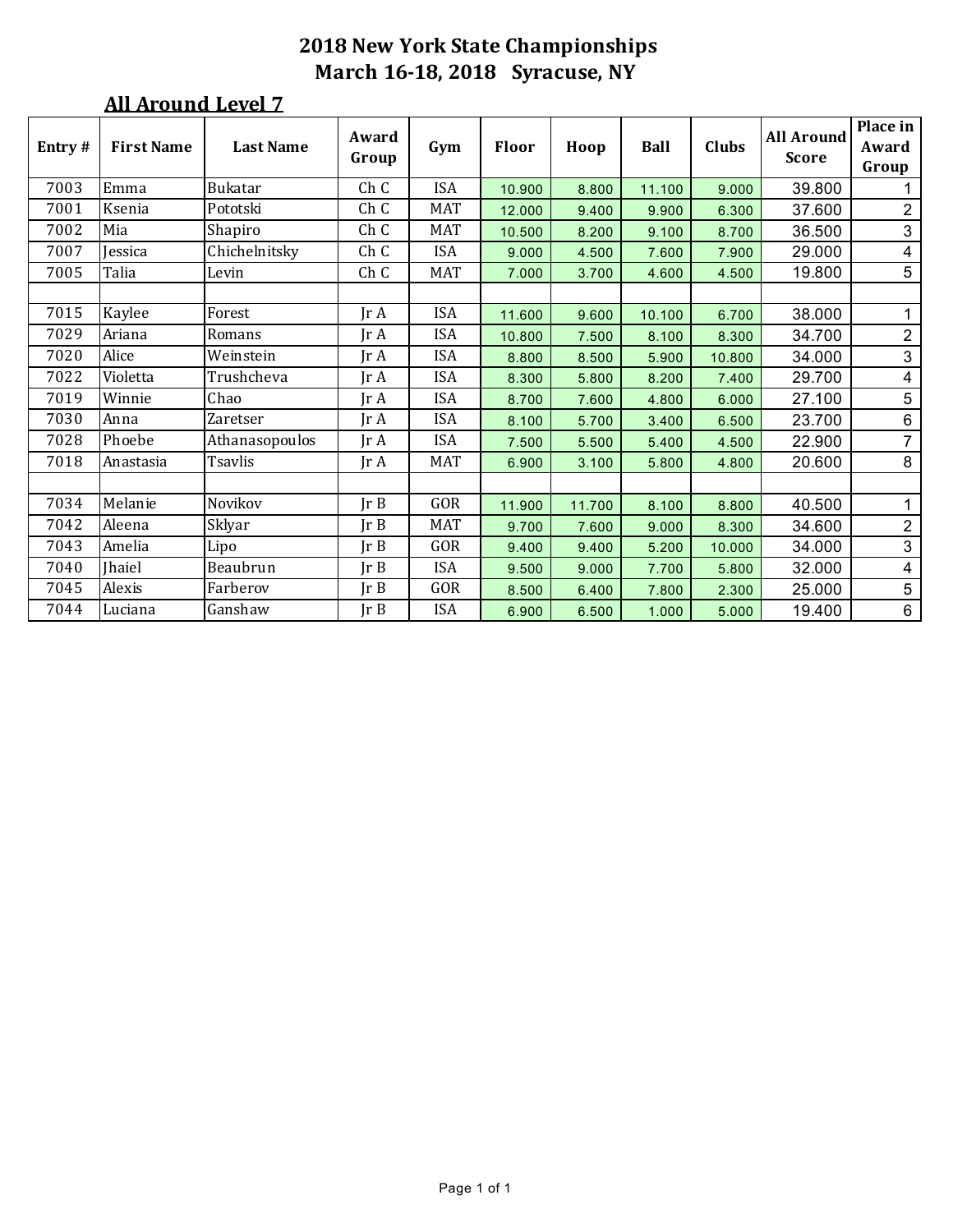# 2018 New York State Championships
## March 16-18, 2018 Syracuse, NY

### All Around Level 7

| Entry # | First Name | Last Name | Award Group | Gym | Floor | Hoop | Ball | Clubs | All Around Score | Place in Award Group |
|---|---|---|---|---|---|---|---|---|---|---|
| 7003 | Emma | Bukatar | Ch C | ISA | 10.900 | 8.800 | 11.100 | 9.000 | 39.800 | 1 |
| 7001 | Ksenia | Pototski | Ch C | MAT | 12.000 | 9.400 | 9.900 | 6.300 | 37.600 | 2 |
| 7002 | Mia | Shapiro | Ch C | MAT | 10.500 | 8.200 | 9.100 | 8.700 | 36.500 | 3 |
| 7007 | Jessica | Chichelnitsky | Ch C | ISA | 9.000 | 4.500 | 7.600 | 7.900 | 29.000 | 4 |
| 7005 | Talia | Levin | Ch C | MAT | 7.000 | 3.700 | 4.600 | 4.500 | 19.800 | 5 |
| | | | | | | | | | | |
| 7015 | Kaylee | Forest | Jr A | ISA | 11.600 | 9.600 | 10.100 | 6.700 | 38.000 | 1 |
| 7029 | Ariana | Romans | Jr A | ISA | 10.800 | 7.500 | 8.100 | 8.300 | 34.700 | 2 |
| 7020 | Alice | Weinstein | Jr A | ISA | 8.800 | 8.500 | 5.900 | 10.800 | 34.000 | 3 |
| 7022 | Violetta | Trushcheva | Jr A | ISA | 8.300 | 5.800 | 8.200 | 7.400 | 29.700 | 4 |
| 7019 | Winnie | Chao | Jr A | ISA | 8.700 | 7.600 | 4.800 | 6.000 | 27.100 | 5 |
| 7030 | Anna | Zaretser | Jr A | ISA | 8.100 | 5.700 | 3.400 | 6.500 | 23.700 | 6 |
| 7028 | Phoebe | Athanasopoulos | Jr A | ISA | 7.500 | 5.500 | 5.400 | 4.500 | 22.900 | 7 |
| 7018 | Anastasia | Tsavlis | Jr A | MAT | 6.900 | 3.100 | 5.800 | 4.800 | 20.600 | 8 |
| | | | | | | | | | | |
| 7034 | Melanie | Novikov | Jr B | GOR | 11.900 | 11.700 | 8.100 | 8.800 | 40.500 | 1 |
| 7042 | Aleena | Sklyar | Jr B | MAT | 9.700 | 7.600 | 9.000 | 8.300 | 34.600 | 2 |
| 7043 | Amelia | Lipo | Jr B | GOR | 9.400 | 9.400 | 5.200 | 10.000 | 34.000 | 3 |
| 7040 | Jhaiel | Beaubrun | Jr B | ISA | 9.500 | 9.000 | 7.700 | 5.800 | 32.000 | 4 |
| 7045 | Alexis | Farberov | Jr B | GOR | 8.500 | 6.400 | 7.800 | 2.300 | 25.000 | 5 |
| 7044 | Luciana | Ganshaw | Jr B | ISA | 6.900 | 6.500 | 1.000 | 5.000 | 19.400 | 6 |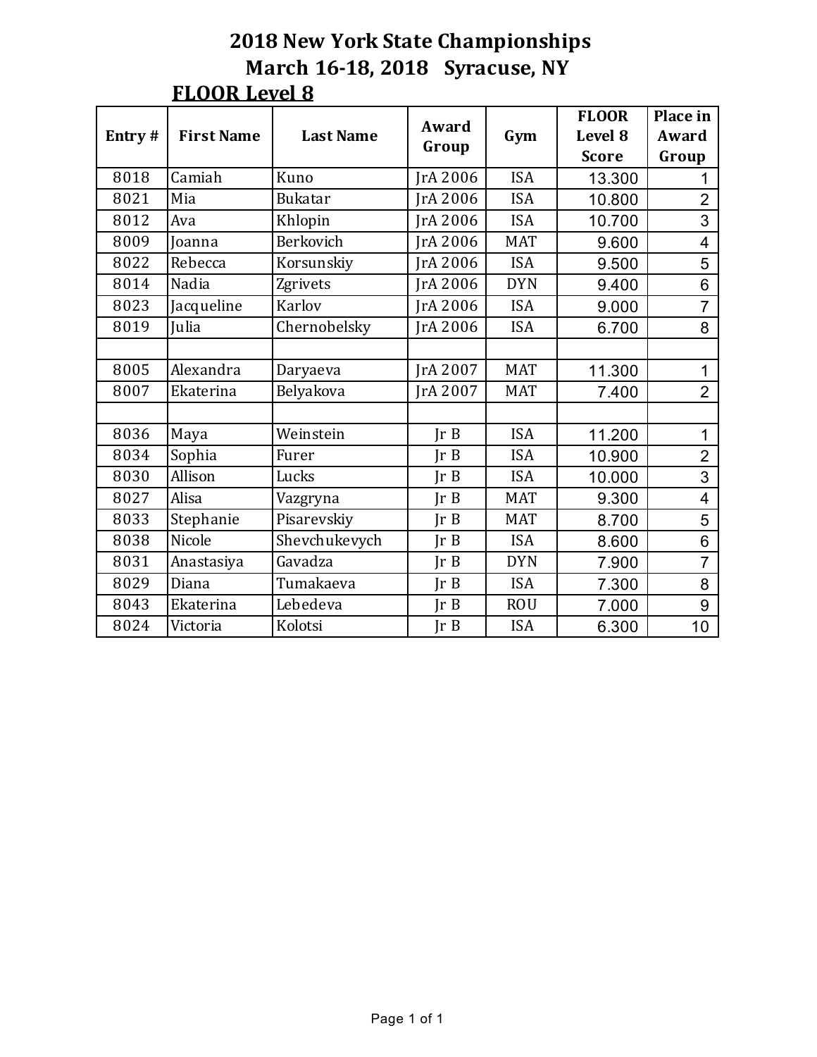# 2018 New York State Championships
## March 16-18, 2018 Syracuse, NY
### FLOOR Level 8

| Entry # | First Name | Last Name | Award Group | Gym | FLOOR Level 8 Score | Place in Award Group |
|---|---|---|---|---|---|---|
| 8018 | Camiah | Kuno | JrA 2006 | ISA | 13.300 | 1 |
| 8021 | Mia | Bukatar | JrA 2006 | ISA | 10.800 | 2 |
| 8012 | Ava | Khlopin | JrA 2006 | ISA | 10.700 | 3 |
| 8009 | Joanna | Berkovich | JrA 2006 | MAT | 9.600 | 4 |
| 8022 | Rebecca | Korsunskiy | JrA 2006 | ISA | 9.500 | 5 |
| 8014 | Nadia | Zgrivets | JrA 2006 | DYN | 9.400 | 6 |
| 8023 | Jacqueline | Karlov | JrA 2006 | ISA | 9.000 | 7 |
| 8019 | Julia | Chernobelsky | JrA 2006 | ISA | 6.700 | 8 |
| | | | | | | |
| 8005 | Alexandra | Daryaeva | JrA 2007 | MAT | 11.300 | 1 |
| 8007 | Ekaterina | Belyakova | JrA 2007 | MAT | 7.400 | 2 |
| | | | | | | |
| 8036 | Maya | Weinstein | Jr B | ISA | 11.200 | 1 |
| 8034 | Sophia | Furer | Jr B | ISA | 10.900 | 2 |
| 8030 | Allison | Lucks | Jr B | ISA | 10.000 | 3 |
| 8027 | Alisa | Vazgryna | Jr B | MAT | 9.300 | 4 |
| 8033 | Stephanie | Pisarevskiy | Jr B | MAT | 8.700 | 5 |
| 8038 | Nicole | Shevchukevych | Jr B | ISA | 8.600 | 6 |
| 8031 | Anastasiya | Gavadza | Jr B | DYN | 7.900 | 7 |
| 8029 | Diana | Tumakaeva | Jr B | ISA | 7.300 | 8 |
| 8043 | Ekaterina | Lebedeva | Jr B | ROU | 7.000 | 9 |
| 8024 | Victoria | Kolotsi | Jr B | ISA | 6.300 | 10 |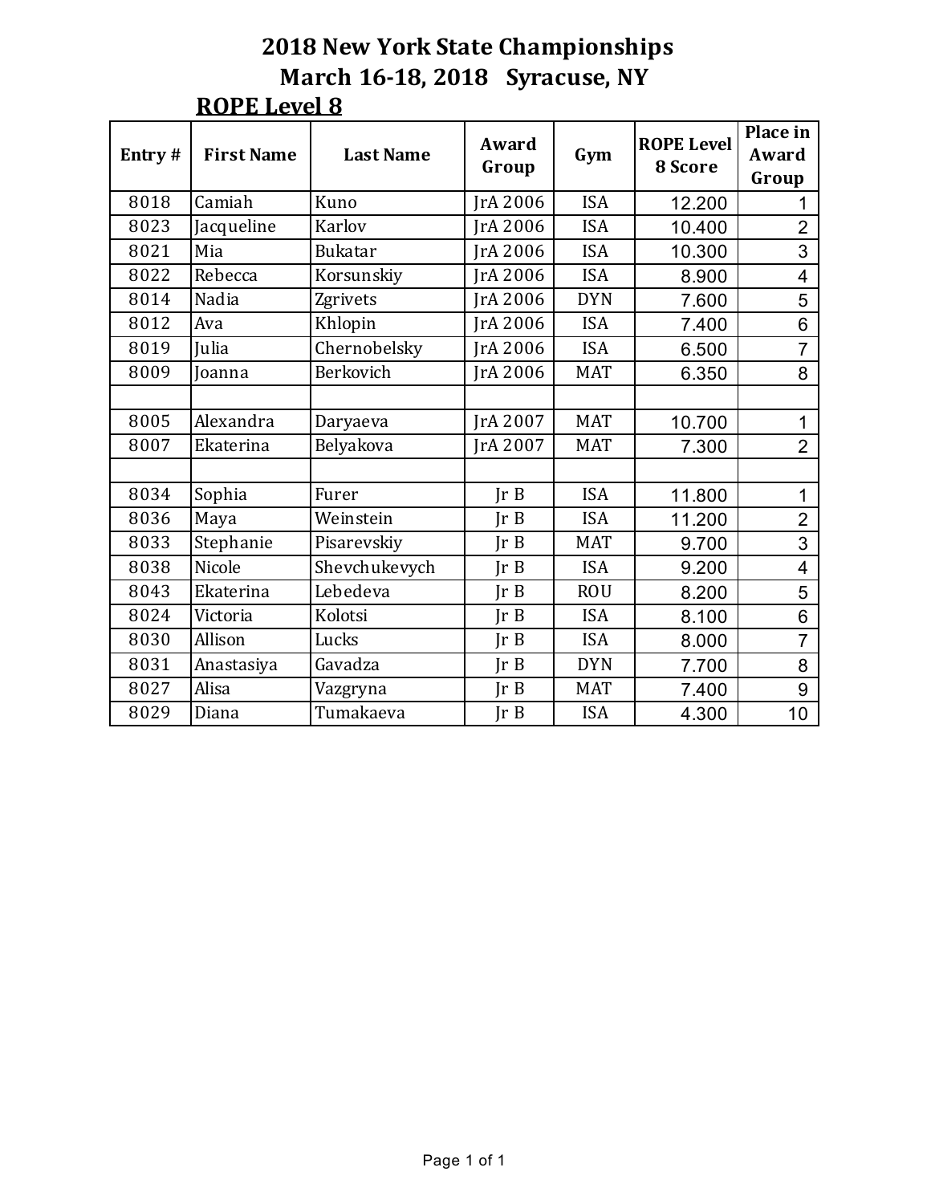# 2018 New York State Championships

## March 16-18, 2018   Syracuse, NY

### ROPE Level 8

| Entry # | First Name | Last Name | Award Group | Gym | ROPE Level 8 Score | Place in Award Group |
|---|---|---|---|---|---|---|
| 8018 | Camiah | Kuno | JrA 2006 | ISA | 12.200 | 1 |
| 8023 | Jacqueline | Karlov | JrA 2006 | ISA | 10.400 | 2 |
| 8021 | Mia | Bukatar | JrA 2006 | ISA | 10.300 | 3 |
| 8022 | Rebecca | Korsunskiy | JrA 2006 | ISA | 8.900 | 4 |
| 8014 | Nadia | Zgrivets | JrA 2006 | DYN | 7.600 | 5 |
| 8012 | Ava | Khlopin | JrA 2006 | ISA | 7.400 | 6 |
| 8019 | Julia | Chernobelsky | JrA 2006 | ISA | 6.500 | 7 |
| 8009 | Joanna | Berkovich | JrA 2006 | MAT | 6.350 | 8 |
| | | | | | | |
| 8005 | Alexandra | Daryaeva | JrA 2007 | MAT | 10.700 | 1 |
| 8007 | Ekaterina | Belyakova | JrA 2007 | MAT | 7.300 | 2 |
| | | | | | | |
| 8034 | Sophia | Furer | Jr B | ISA | 11.800 | 1 |
| 8036 | Maya | Weinstein | Jr B | ISA | 11.200 | 2 |
| 8033 | Stephanie | Pisarevskiy | Jr B | MAT | 9.700 | 3 |
| 8038 | Nicole | Shevchukevych | Jr B | ISA | 9.200 | 4 |
| 8043 | Ekaterina | Lebedeva | Jr B | ROU | 8.200 | 5 |
| 8024 | Victoria | Kolotsi | Jr B | ISA | 8.100 | 6 |
| 8030 | Allison | Lucks | Jr B | ISA | 8.000 | 7 |
| 8031 | Anastasiya | Gavadza | Jr B | DYN | 7.700 | 8 |
| 8027 | Alisa | Vazgryna | Jr B | MAT | 7.400 | 9 |
| 8029 | Diana | Tumakaeva | Jr B | ISA | 4.300 | 10 |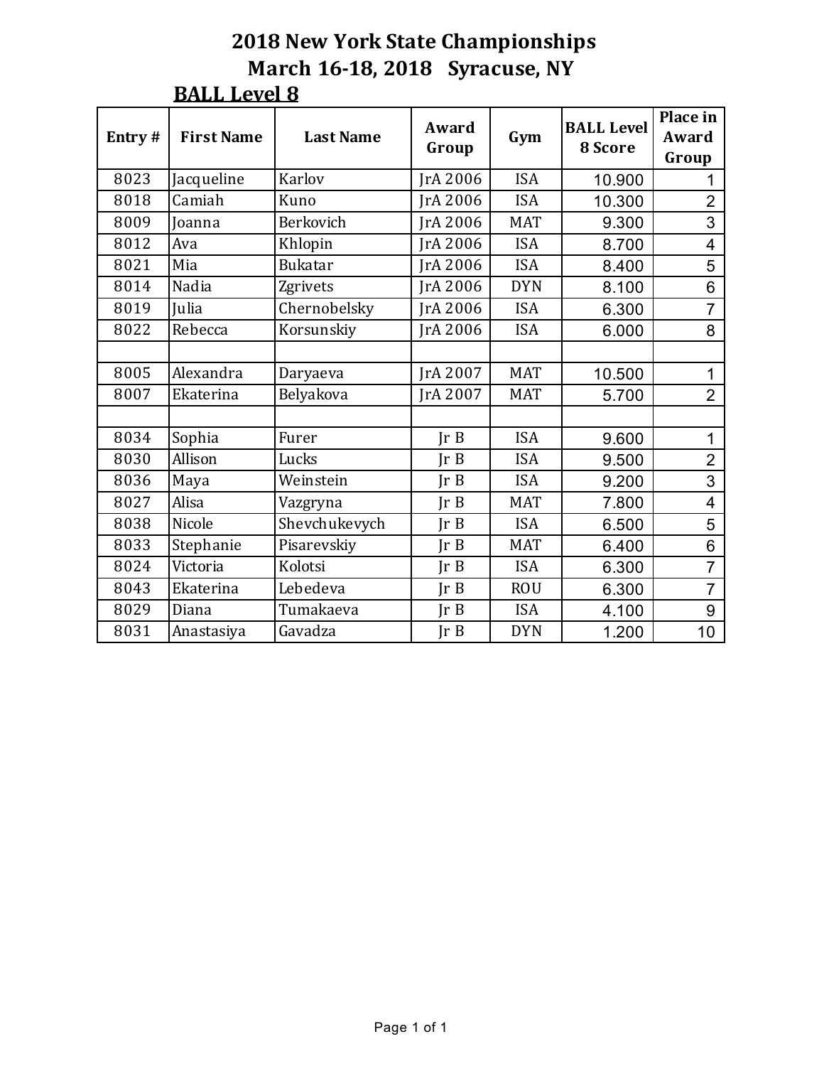# 2018 New York State Championships

## March 16-18, 2018 Syracuse, NY

### BALL Level 8

| Entry # | First Name | Last Name | Award Group | Gym | BALL Level 8 Score | Place in Award Group |
|---|---|---|---|---|---|---|
| 8023 | Jacqueline | Karlov | JrA 2006 | ISA | 10.900 | 1 |
| 8018 | Camiah | Kuno | JrA 2006 | ISA | 10.300 | 2 |
| 8009 | Joanna | Berkovich | JrA 2006 | MAT | 9.300 | 3 |
| 8012 | Ava | Khlopin | JrA 2006 | ISA | 8.700 | 4 |
| 8021 | Mia | Bukatar | JrA 2006 | ISA | 8.400 | 5 |
| 8014 | Nadia | Zgrivets | JrA 2006 | DYN | 8.100 | 6 |
| 8019 | Julia | Chernobelsky | JrA 2006 | ISA | 6.300 | 7 |
| 8022 | Rebecca | Korsunskiy | JrA 2006 | ISA | 6.000 | 8 |
| | | | | | | |
| 8005 | Alexandra | Daryaeva | JrA 2007 | MAT | 10.500 | 1 |
| 8007 | Ekaterina | Belyakova | JrA 2007 | MAT | 5.700 | 2 |
| | | | | | | |
| 8034 | Sophia | Furer | Jr B | ISA | 9.600 | 1 |
| 8030 | Allison | Lucks | Jr B | ISA | 9.500 | 2 |
| 8036 | Maya | Weinstein | Jr B | ISA | 9.200 | 3 |
| 8027 | Alisa | Vazgryna | Jr B | MAT | 7.800 | 4 |
| 8038 | Nicole | Shevchukevych | Jr B | ISA | 6.500 | 5 |
| 8033 | Stephanie | Pisarevskiy | Jr B | MAT | 6.400 | 6 |
| 8024 | Victoria | Kolotsi | Jr B | ISA | 6.300 | 7 |
| 8043 | Ekaterina | Lebedeva | Jr B | ROU | 6.300 | 7 |
| 8029 | Diana | Tumakaeva | Jr B | ISA | 4.100 | 9 |
| 8031 | Anastasiya | Gavadza | Jr B | DYN | 1.200 | 10 |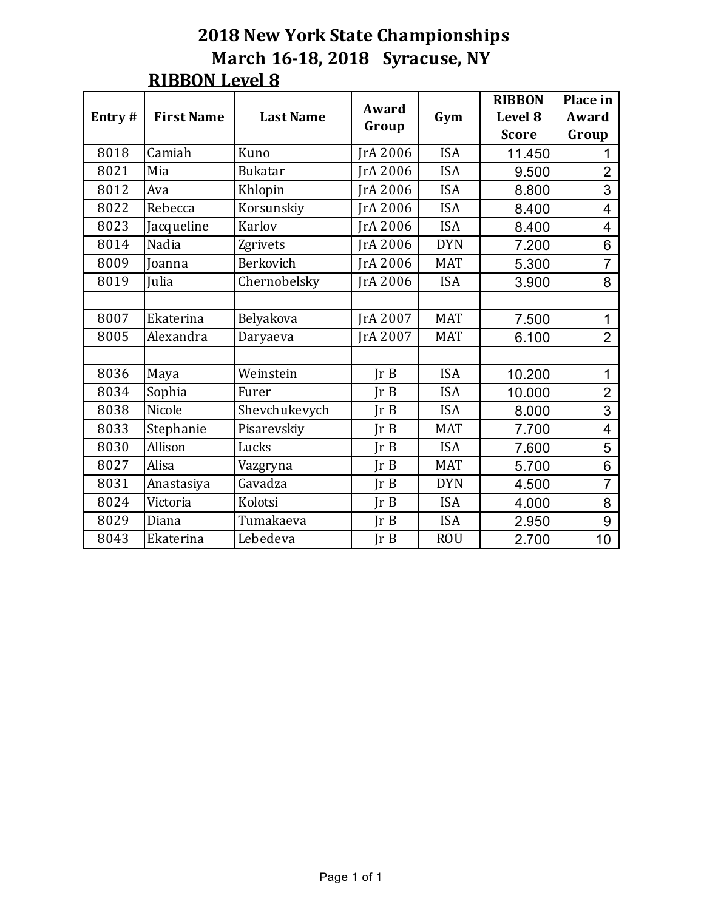# 2018 New York State Championships

## March 16-18, 2018 Syracuse, NY

### RIBBON Level 8

| Entry # | First Name | Last Name | Award Group | Gym | RIBBON Level 8 Score | Place in Award Group |
|---|---|---|---|---|---|---|
| 8018 | Camiah | Kuno | JrA 2006 | ISA | 11.450 | 1 |
| 8021 | Mia | Bukatar | JrA 2006 | ISA | 9.500 | 2 |
| 8012 | Ava | Khlopin | JrA 2006 | ISA | 8.800 | 3 |
| 8022 | Rebecca | Korsunskiy | JrA 2006 | ISA | 8.400 | 4 |
| 8023 | Jacqueline | Karlov | JrA 2006 | ISA | 8.400 | 4 |
| 8014 | Nadia | Zgrivets | JrA 2006 | DYN | 7.200 | 6 |
| 8009 | Joanna | Berkovich | JrA 2006 | MAT | 5.300 | 7 |
| 8019 | Julia | Chernobelsky | JrA 2006 | ISA | 3.900 | 8 |
| | | | | | | |
| 8007 | Ekaterina | Belyakova | JrA 2007 | MAT | 7.500 | 1 |
| 8005 | Alexandra | Daryaeva | JrA 2007 | MAT | 6.100 | 2 |
| | | | | | | |
| 8036 | Maya | Weinstein | Jr B | ISA | 10.200 | 1 |
| 8034 | Sophia | Furer | Jr B | ISA | 10.000 | 2 |
| 8038 | Nicole | Shevchukevych | Jr B | ISA | 8.000 | 3 |
| 8033 | Stephanie | Pisarevskiy | Jr B | MAT | 7.700 | 4 |
| 8030 | Allison | Lucks | Jr B | ISA | 7.600 | 5 |
| 8027 | Alisa | Vazgryna | Jr B | MAT | 5.700 | 6 |
| 8031 | Anastasiya | Gavadza | Jr B | DYN | 4.500 | 7 |
| 8024 | Victoria | Kolotsi | Jr B | ISA | 4.000 | 8 |
| 8029 | Diana | Tumakaeva | Jr B | ISA | 2.950 | 9 |
| 8043 | Ekaterina | Lebedeva | Jr B | ROU | 2.700 | 10 |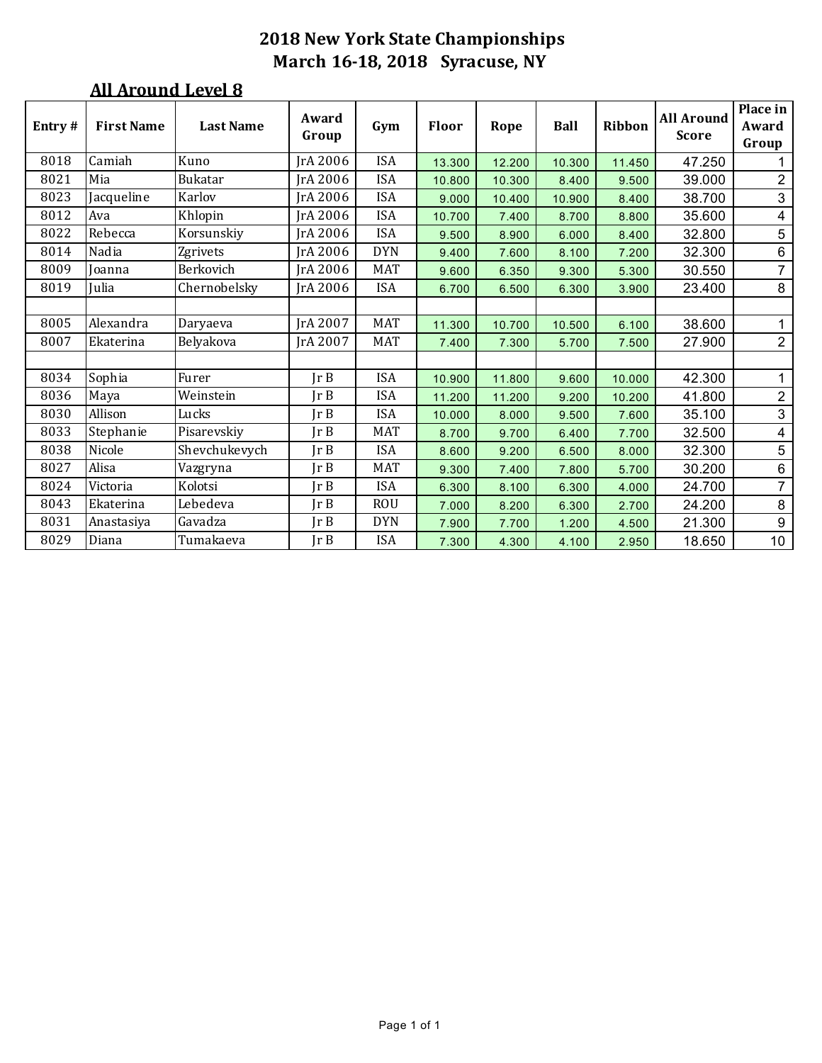# 2018 New York State Championships
## March 16-18, 2018 Syracuse, NY

### All Around Level 8

| Entry # | First Name | Last Name | Award Group | Gym | Floor | Rope | Ball | Ribbon | All Around Score | Place in Award Group |
|---|---|---|---|---|---|---|---|---|---|---|
| 8018 | Camiah | Kuno | JrA 2006 | ISA | 13.300 | 12.200 | 10.300 | 11.450 | 47.250 | 1 |
| 8021 | Mia | Bukatar | JrA 2006 | ISA | 10.800 | 10.300 | 8.400 | 9.500 | 39.000 | 2 |
| 8023 | Jacqueline | Karlov | JrA 2006 | ISA | 9.000 | 10.400 | 10.900 | 8.400 | 38.700 | 3 |
| 8012 | Ava | Khlopin | JrA 2006 | ISA | 10.700 | 7.400 | 8.700 | 8.800 | 35.600 | 4 |
| 8022 | Rebecca | Korsunskiy | JrA 2006 | ISA | 9.500 | 8.900 | 6.000 | 8.400 | 32.800 | 5 |
| 8014 | Nadia | Zgrivets | JrA 2006 | DYN | 9.400 | 7.600 | 8.100 | 7.200 | 32.300 | 6 |
| 8009 | Joanna | Berkovich | JrA 2006 | MAT | 9.600 | 6.350 | 9.300 | 5.300 | 30.550 | 7 |
| 8019 | Julia | Chernobelsky | JrA 2006 | ISA | 6.700 | 6.500 | 6.300 | 3.900 | 23.400 | 8 |
| | | | | | | | | | | |
| 8005 | Alexandra | Daryaeva | JrA 2007 | MAT | 11.300 | 10.700 | 10.500 | 6.100 | 38.600 | 1 |
| 8007 | Ekaterina | Belyakova | JrA 2007 | MAT | 7.400 | 7.300 | 5.700 | 7.500 | 27.900 | 2 |
| | | | | | | | | | | |
| 8034 | Sophia | Furer | Jr B | ISA | 10.900 | 11.800 | 9.600 | 10.000 | 42.300 | 1 |
| 8036 | Maya | Weinstein | Jr B | ISA | 11.200 | 11.200 | 9.200 | 10.200 | 41.800 | 2 |
| 8030 | Allison | Lucks | Jr B | ISA | 10.000 | 8.000 | 9.500 | 7.600 | 35.100 | 3 |
| 8033 | Stephanie | Pisarevskiy | Jr B | MAT | 8.700 | 9.700 | 6.400 | 7.700 | 32.500 | 4 |
| 8038 | Nicole | Shevchukevych | Jr B | ISA | 8.600 | 9.200 | 6.500 | 8.000 | 32.300 | 5 |
| 8027 | Alisa | Vazgryna | Jr B | MAT | 9.300 | 7.400 | 7.800 | 5.700 | 30.200 | 6 |
| 8024 | Victoria | Kolotsi | Jr B | ISA | 6.300 | 8.100 | 6.300 | 4.000 | 24.700 | 7 |
| 8043 | Ekaterina | Lebedeva | Jr B | ROU | 7.000 | 8.200 | 6.300 | 2.700 | 24.200 | 8 |
| 8031 | Anastasiya | Gavadza | Jr B | DYN | 7.900 | 7.700 | 1.200 | 4.500 | 21.300 | 9 |
| 8029 | Diana | Tumakaeva | Jr B | ISA | 7.300 | 4.300 | 4.100 | 2.950 | 18.650 | 10 |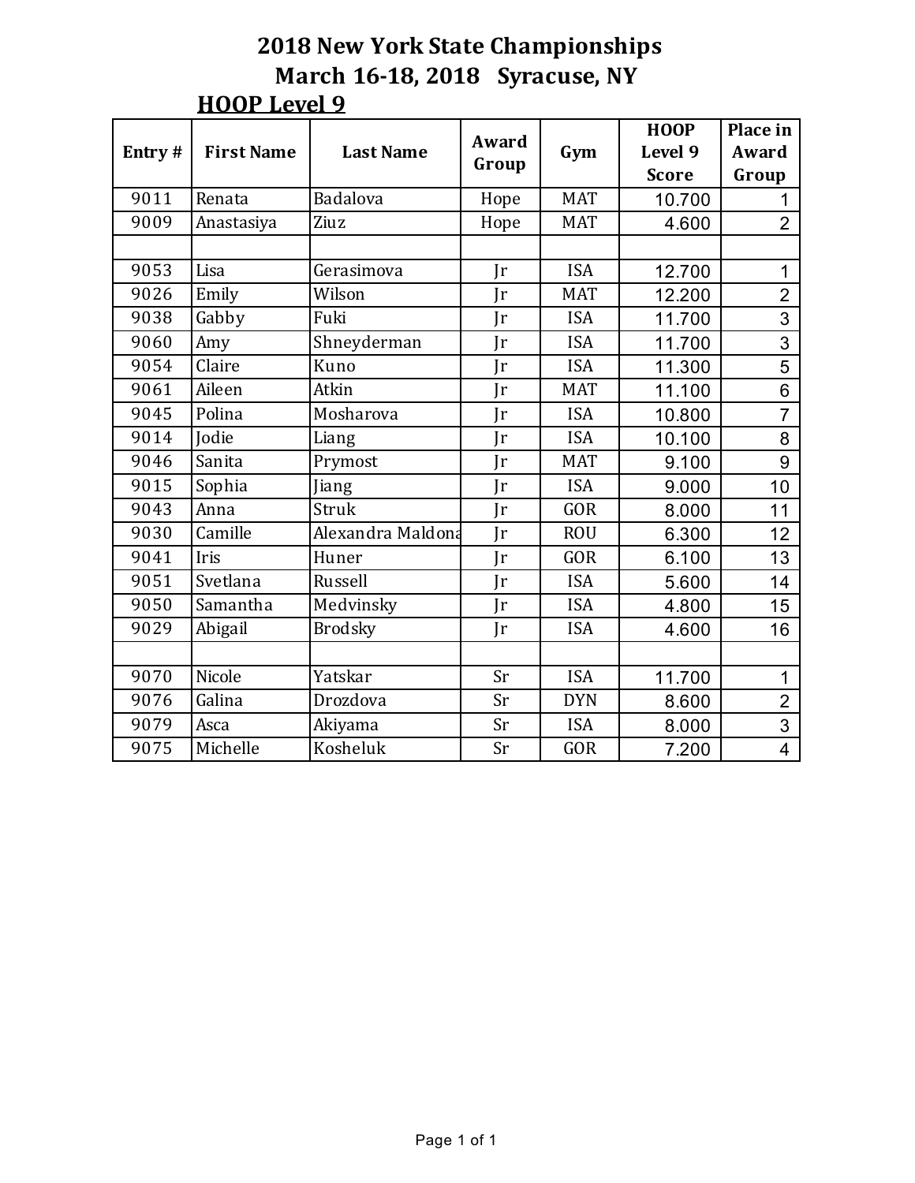# 2018 New York State Championships

## March 16-18, 2018 Syracuse, NY

### HOOP Level 9

| Entry # | First Name | Last Name | Award Group | Gym | HOOP Level 9 Score | Place in Award Group |
|---|---|---|---|---|---|---|
| 9011 | Renata | Badalova | Hope | MAT | 10.700 | 1 |
| 9009 | Anastasiya | Ziuz | Hope | MAT | 4.600 | 2 |
| | | | | | | |
| 9053 | Lisa | Gerasimova | Jr | ISA | 12.700 | 1 |
| 9026 | Emily | Wilson | Jr | MAT | 12.200 | 2 |
| 9038 | Gabby | Fuki | Jr | ISA | 11.700 | 3 |
| 9060 | Amy | Shneyderman | Jr | ISA | 11.700 | 3 |
| 9054 | Claire | Kuno | Jr | ISA | 11.300 | 5 |
| 9061 | Aileen | Atkin | Jr | MAT | 11.100 | 6 |
| 9045 | Polina | Mosharova | Jr | ISA | 10.800 | 7 |
| 9014 | Jodie | Liang | Jr | ISA | 10.100 | 8 |
| 9046 | Sanita | Prymost | Jr | MAT | 9.100 | 9 |
| 9015 | Sophia | Jiang | Jr | ISA | 9.000 | 10 |
| 9043 | Anna | Struk | Jr | GOR | 8.000 | 11 |
| 9030 | Camille | Alexandra Maldona | Jr | ROU | 6.300 | 12 |
| 9041 | Iris | Huner | Jr | GOR | 6.100 | 13 |
| 9051 | Svetlana | Russell | Jr | ISA | 5.600 | 14 |
| 9050 | Samantha | Medvinsky | Jr | ISA | 4.800 | 15 |
| 9029 | Abigail | Brodsky | Jr | ISA | 4.600 | 16 |
| | | | | | | |
| 9070 | Nicole | Yatskar | Sr | ISA | 11.700 | 1 |
| 9076 | Galina | Drozdova | Sr | DYN | 8.600 | 2 |
| 9079 | Asca | Akiyama | Sr | ISA | 8.000 | 3 |
| 9075 | Michelle | Kosheluk | Sr | GOR | 7.200 | 4 |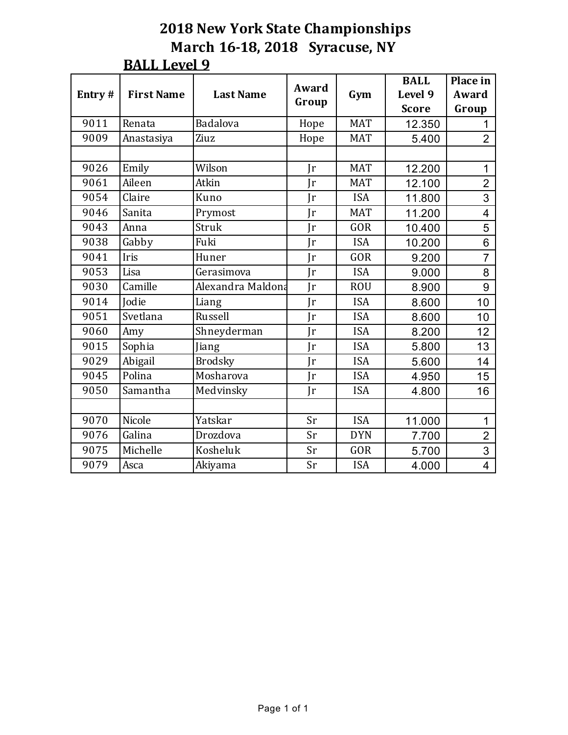# 2018 New York State Championships

## March 16-18, 2018 Syracuse, NY

### BALL Level 9

| Entry # | First Name | Last Name | Award Group | Gym | BALL Level 9 Score | Place in Award Group |
|---|---|---|---|---|---|---|
| 9011 | Renata | Badalova | Hope | MAT | 12.350 | 1 |
| 9009 | Anastasiya | Ziuz | Hope | MAT | 5.400 | 2 |
| | | | | | | |
| 9026 | Emily | Wilson | Jr | MAT | 12.200 | 1 |
| 9061 | Aileen | Atkin | Jr | MAT | 12.100 | 2 |
| 9054 | Claire | Kuno | Jr | ISA | 11.800 | 3 |
| 9046 | Sanita | Prymost | Jr | MAT | 11.200 | 4 |
| 9043 | Anna | Struk | Jr | GOR | 10.400 | 5 |
| 9038 | Gabby | Fuki | Jr | ISA | 10.200 | 6 |
| 9041 | Iris | Huner | Jr | GOR | 9.200 | 7 |
| 9053 | Lisa | Gerasimova | Jr | ISA | 9.000 | 8 |
| 9030 | Camille | Alexandra Maldona | Jr | ROU | 8.900 | 9 |
| 9014 | Jodie | Liang | Jr | ISA | 8.600 | 10 |
| 9051 | Svetlana | Russell | Jr | ISA | 8.600 | 10 |
| 9060 | Amy | Shneyderman | Jr | ISA | 8.200 | 12 |
| 9015 | Sophia | Jiang | Jr | ISA | 5.800 | 13 |
| 9029 | Abigail | Brodsky | Jr | ISA | 5.600 | 14 |
| 9045 | Polina | Mosharova | Jr | ISA | 4.950 | 15 |
| 9050 | Samantha | Medvinsky | Jr | ISA | 4.800 | 16 |
| | | | | | | |
| 9070 | Nicole | Yatskar | Sr | ISA | 11.000 | 1 |
| 9076 | Galina | Drozdova | Sr | DYN | 7.700 | 2 |
| 9075 | Michelle | Kosheluk | Sr | GOR | 5.700 | 3 |
| 9079 | Asca | Akiyama | Sr | ISA | 4.000 | 4 |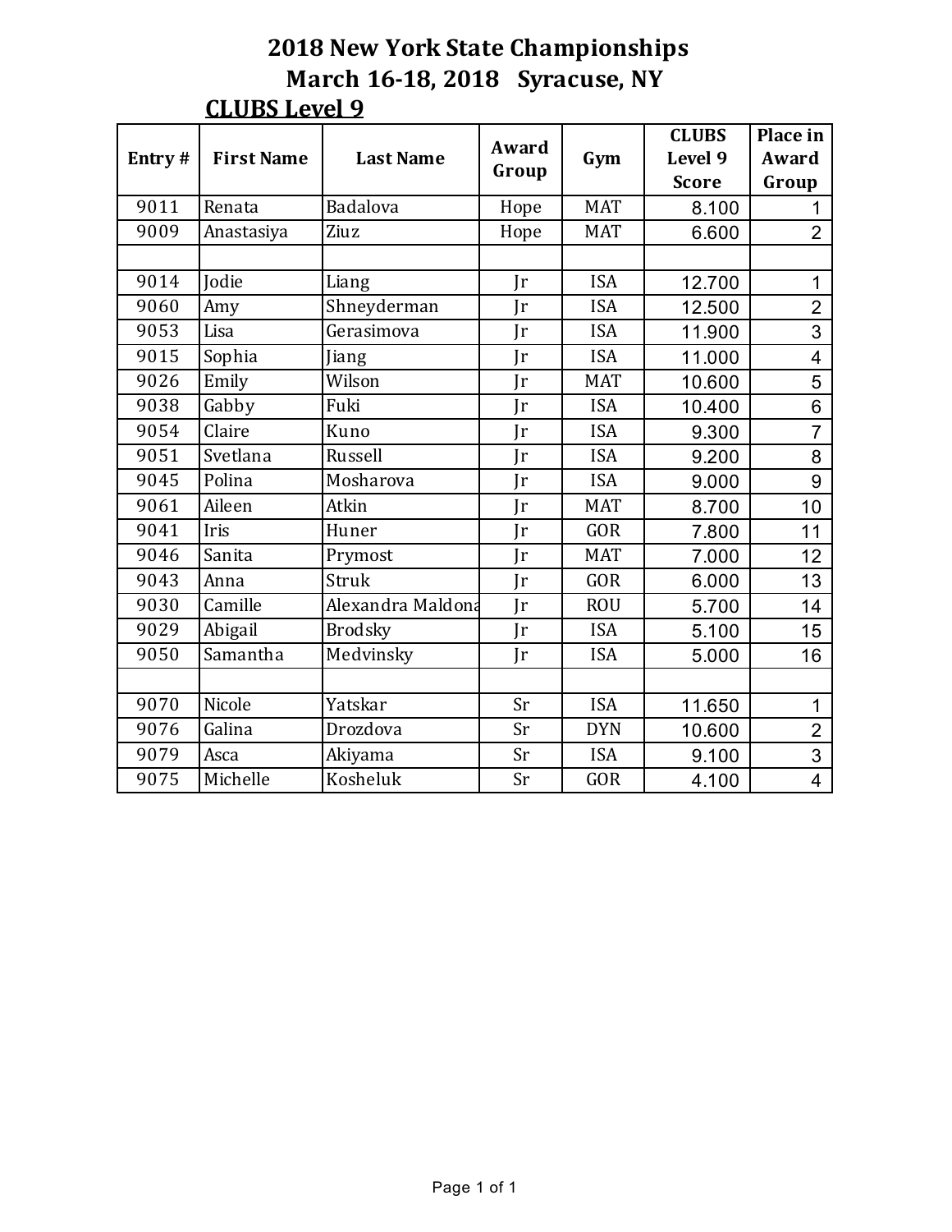# 2018 New York State Championships

## March 16-18, 2018 Syracuse, NY

### CLUBS Level 9

| Entry # | First Name | Last Name | Award Group | Gym | CLUBS Level 9 Score | Place in Award Group |
|---|---|---|---|---|---|---|
| 9011 | Renata | Badalova | Hope | MAT | 8.100 | 1 |
| 9009 | Anastasiya | Ziuz | Hope | MAT | 6.600 | 2 |
| | | | | | | |
| 9014 | Jodie | Liang | Jr | ISA | 12.700 | 1 |
| 9060 | Amy | Shneyderman | Jr | ISA | 12.500 | 2 |
| 9053 | Lisa | Gerasimova | Jr | ISA | 11.900 | 3 |
| 9015 | Sophia | Jiang | Jr | ISA | 11.000 | 4 |
| 9026 | Emily | Wilson | Jr | MAT | 10.600 | 5 |
| 9038 | Gabby | Fuki | Jr | ISA | 10.400 | 6 |
| 9054 | Claire | Kuno | Jr | ISA | 9.300 | 7 |
| 9051 | Svetlana | Russell | Jr | ISA | 9.200 | 8 |
| 9045 | Polina | Mosharova | Jr | ISA | 9.000 | 9 |
| 9061 | Aileen | Atkin | Jr | MAT | 8.700 | 10 |
| 9041 | Iris | Huner | Jr | GOR | 7.800 | 11 |
| 9046 | Sanita | Prymost | Jr | MAT | 7.000 | 12 |
| 9043 | Anna | Struk | Jr | GOR | 6.000 | 13 |
| 9030 | Camille | Alexandra Maldona | Jr | ROU | 5.700 | 14 |
| 9029 | Abigail | Brodsky | Jr | ISA | 5.100 | 15 |
| 9050 | Samantha | Medvinsky | Jr | ISA | 5.000 | 16 |
| | | | | | | |
| 9070 | Nicole | Yatskar | Sr | ISA | 11.650 | 1 |
| 9076 | Galina | Drozdova | Sr | DYN | 10.600 | 2 |
| 9079 | Asca | Akiyama | Sr | ISA | 9.100 | 3 |
| 9075 | Michelle | Kosheluk | Sr | GOR | 4.100 | 4 |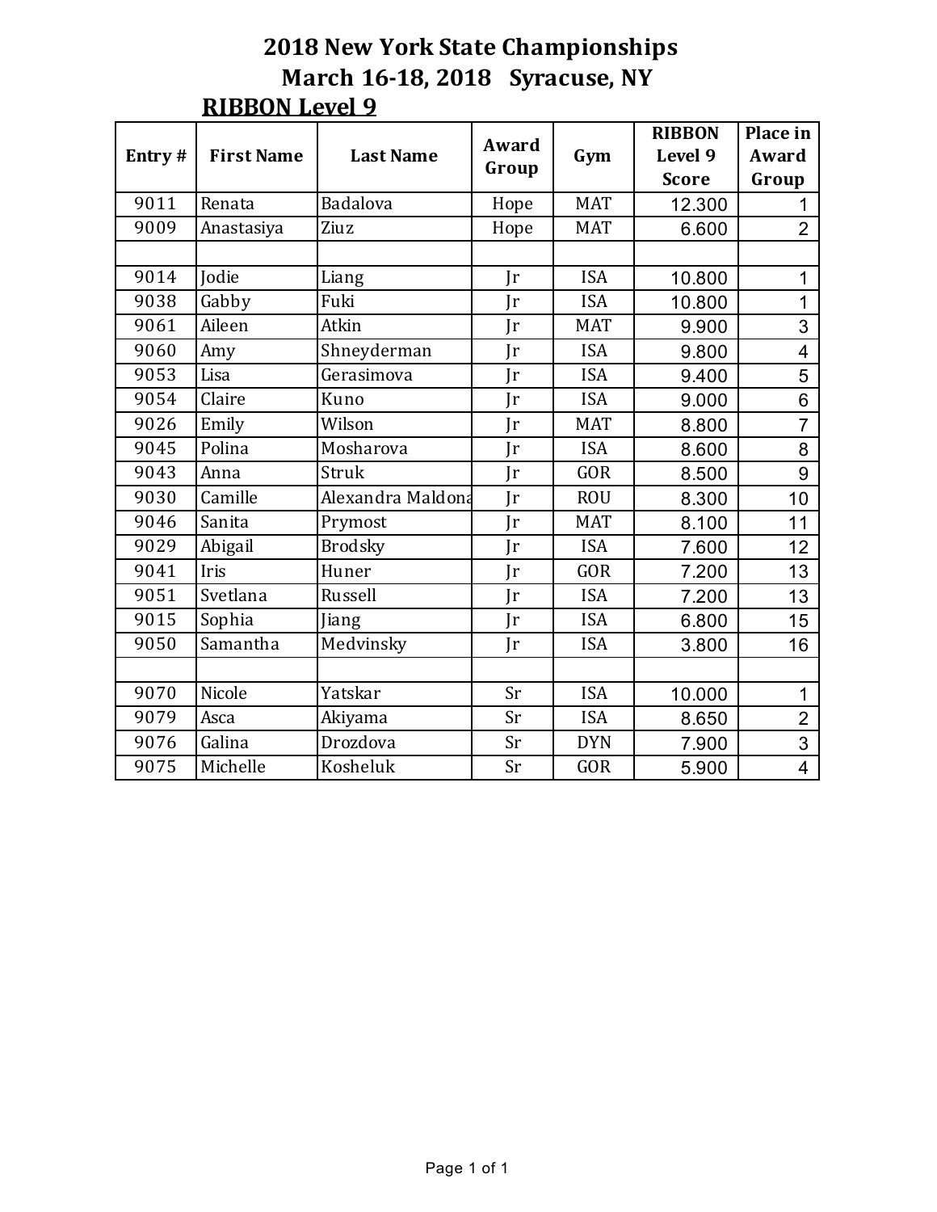# 2018 New York State Championships

## March 16-18, 2018 Syracuse, NY

### RIBBON Level 9

| Entry # | First Name | Last Name | Award Group | Gym | RIBBON Level 9 Score | Place in Award Group |
|---|---|---|---|---|---|---|
| 9011 | Renata | Badalova | Hope | MAT | 12.300 | 1 |
| 9009 | Anastasiya | Ziuz | Hope | MAT | 6.600 | 2 |
| | | | | | | |
| 9014 | Jodie | Liang | Jr | ISA | 10.800 | 1 |
| 9038 | Gabby | Fuki | Jr | ISA | 10.800 | 1 |
| 9061 | Aileen | Atkin | Jr | MAT | 9.900 | 3 |
| 9060 | Amy | Shneyderman | Jr | ISA | 9.800 | 4 |
| 9053 | Lisa | Gerasimova | Jr | ISA | 9.400 | 5 |
| 9054 | Claire | Kuno | Jr | ISA | 9.000 | 6 |
| 9026 | Emily | Wilson | Jr | MAT | 8.800 | 7 |
| 9045 | Polina | Mosharova | Jr | ISA | 8.600 | 8 |
| 9043 | Anna | Struk | Jr | GOR | 8.500 | 9 |
| 9030 | Camille | Alexandra Maldona | Jr | ROU | 8.300 | 10 |
| 9046 | Sanita | Prymost | Jr | MAT | 8.100 | 11 |
| 9029 | Abigail | Brodsky | Jr | ISA | 7.600 | 12 |
| 9041 | Iris | Huner | Jr | GOR | 7.200 | 13 |
| 9051 | Svetlana | Russell | Jr | ISA | 7.200 | 13 |
| 9015 | Sophia | Jiang | Jr | ISA | 6.800 | 15 |
| 9050 | Samantha | Medvinsky | Jr | ISA | 3.800 | 16 |
| | | | | | | |
| 9070 | Nicole | Yatskar | Sr | ISA | 10.000 | 1 |
| 9079 | Asca | Akiyama | Sr | ISA | 8.650 | 2 |
| 9076 | Galina | Drozdova | Sr | DYN | 7.900 | 3 |
| 9075 | Michelle | Kosheluk | Sr | GOR | 5.900 | 4 |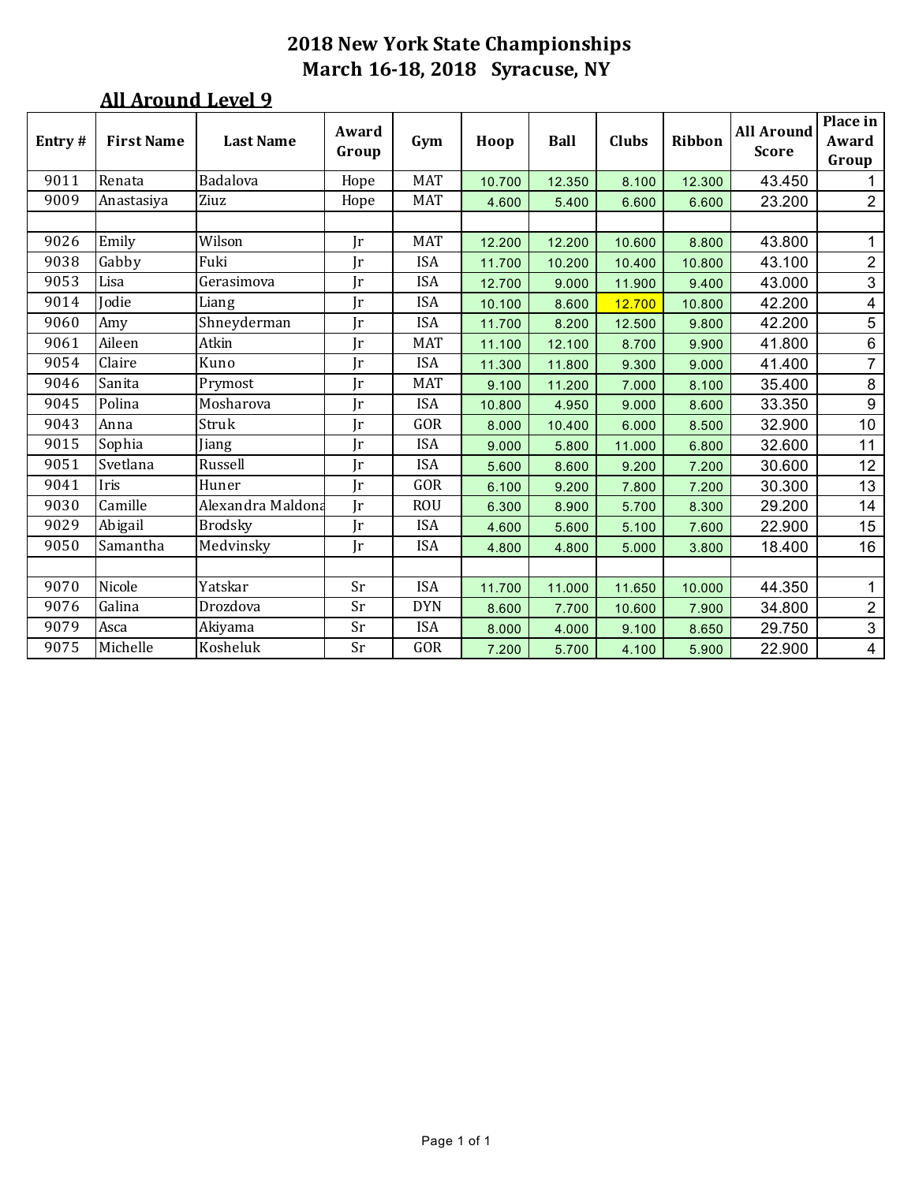# 2018 New York State Championships
## March 16-18, 2018 Syracuse, NY

### All Around Level 9

| Entry # | First Name | Last Name | Award Group | Gym | Hoop | Ball | Clubs | Ribbon | All Around Score | Place in Award Group |
|---|---|---|---|---|---|---|---|---|---|---|
| 9011 | Renata | Badalova | Hope | MAT | 10.700 | 12.350 | 8.100 | 12.300 | 43.450 | 1 |
| 9009 | Anastasiya | Ziuz | Hope | MAT | 4.600 | 5.400 | 6.600 | 6.600 | 23.200 | 2 |
| | | | | | | | | | | |
| 9026 | Emily | Wilson | Jr | MAT | 12.200 | 12.200 | 10.600 | 8.800 | 43.800 | 1 |
| 9038 | Gabby | Fuki | Jr | ISA | 11.700 | 10.200 | 10.400 | 10.800 | 43.100 | 2 |
| 9053 | Lisa | Gerasimova | Jr | ISA | 12.700 | 9.000 | 11.900 | 9.400 | 43.000 | 3 |
| 9014 | Jodie | Liang | Jr | ISA | 10.100 | 8.600 | 12.700 | 10.800 | 42.200 | 4 |
| 9060 | Amy | Shneyderman | Jr | ISA | 11.700 | 8.200 | 12.500 | 9.800 | 42.200 | 5 |
| 9061 | Aileen | Atkin | Jr | MAT | 11.100 | 12.100 | 8.700 | 9.900 | 41.800 | 6 |
| 9054 | Claire | Kuno | Jr | ISA | 11.300 | 11.800 | 9.300 | 9.000 | 41.400 | 7 |
| 9046 | Sanita | Prymost | Jr | MAT | 9.100 | 11.200 | 7.000 | 8.100 | 35.400 | 8 |
| 9045 | Polina | Mosharova | Jr | ISA | 10.800 | 4.950 | 9.000 | 8.600 | 33.350 | 9 |
| 9043 | Anna | Struk | Jr | GOR | 8.000 | 10.400 | 6.000 | 8.500 | 32.900 | 10 |
| 9015 | Sophia | Jiang | Jr | ISA | 9.000 | 5.800 | 11.000 | 6.800 | 32.600 | 11 |
| 9051 | Svetlana | Russell | Jr | ISA | 5.600 | 8.600 | 9.200 | 7.200 | 30.600 | 12 |
| 9041 | Iris | Huner | Jr | GOR | 6.100 | 9.200 | 7.800 | 7.200 | 30.300 | 13 |
| 9030 | Camille | Alexandra Maldona | Jr | ROU | 6.300 | 8.900 | 5.700 | 8.300 | 29.200 | 14 |
| 9029 | Abigail | Brodsky | Jr | ISA | 4.600 | 5.600 | 5.100 | 7.600 | 22.900 | 15 |
| 9050 | Samantha | Medvinsky | Jr | ISA | 4.800 | 4.800 | 5.000 | 3.800 | 18.400 | 16 |
| | | | | | | | | | | |
| 9070 | Nicole | Yatskar | Sr | ISA | 11.700 | 11.000 | 11.650 | 10.000 | 44.350 | 1 |
| 9076 | Galina | Drozdova | Sr | DYN | 8.600 | 7.700 | 10.600 | 7.900 | 34.800 | 2 |
| 9079 | Asca | Akiyama | Sr | ISA | 8.000 | 4.000 | 9.100 | 8.650 | 29.750 | 3 |
| 9075 | Michelle | Kosheluk | Sr | GOR | 7.200 | 5.700 | 4.100 | 5.900 | 22.900 | 4 |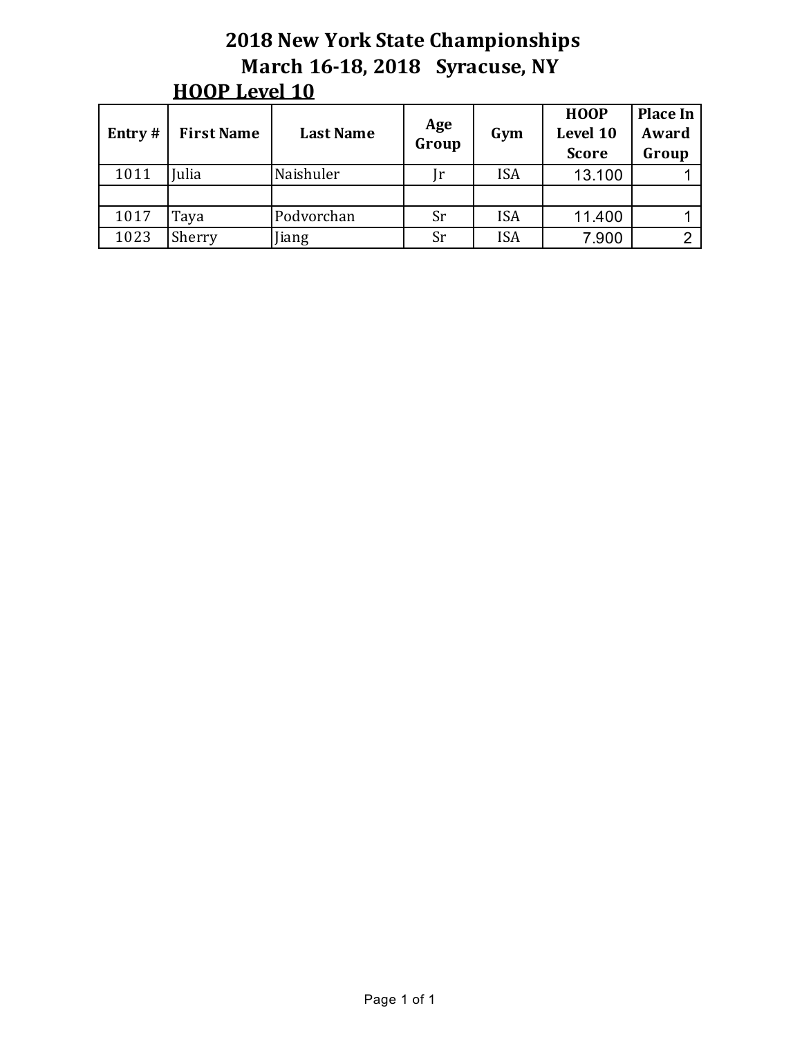# 2018 New York State Championships

## March 16-18, 2018 Syracuse, NY

### HOOP Level 10

| Entry # | First Name | Last Name | Age Group | Gym | HOOP Level 10 Score | Place In Award Group |
|---|---|---|---|---|---|---|
| 1011 | Julia | Naishuler | Jr | ISA | 13.100 | 1 |
| | | | | | | |
| 1017 | Taya | Podvorchan | Sr | ISA | 11.400 | 1 |
| 1023 | Sherry | Jiang | Sr | ISA | 7.900 | 2 |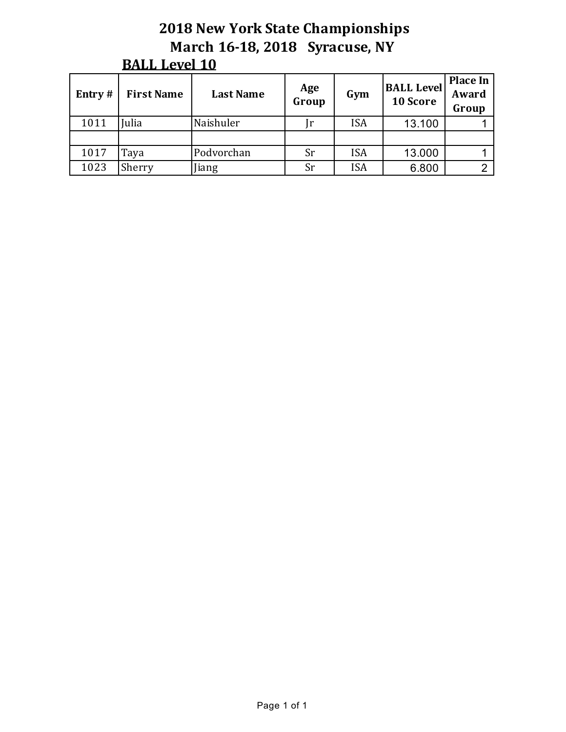# 2018 New York State Championships
# March 16-18, 2018 Syracuse, NY

## BALL Level 10

| Entry # | First Name | Last Name | Age Group | Gym | BALL Level 10 Score | Place In Award Group |
|---|---|---|---|---|---|---|
| 1011 | Julia | Naishuler | Jr | ISA | 13.100 | 1 |
| | | | | | | |
| 1017 | Taya | Podvorchan | Sr | ISA | 13.000 | 1 |
| 1023 | Sherry | Jiang | Sr | ISA | 6.800 | 2 |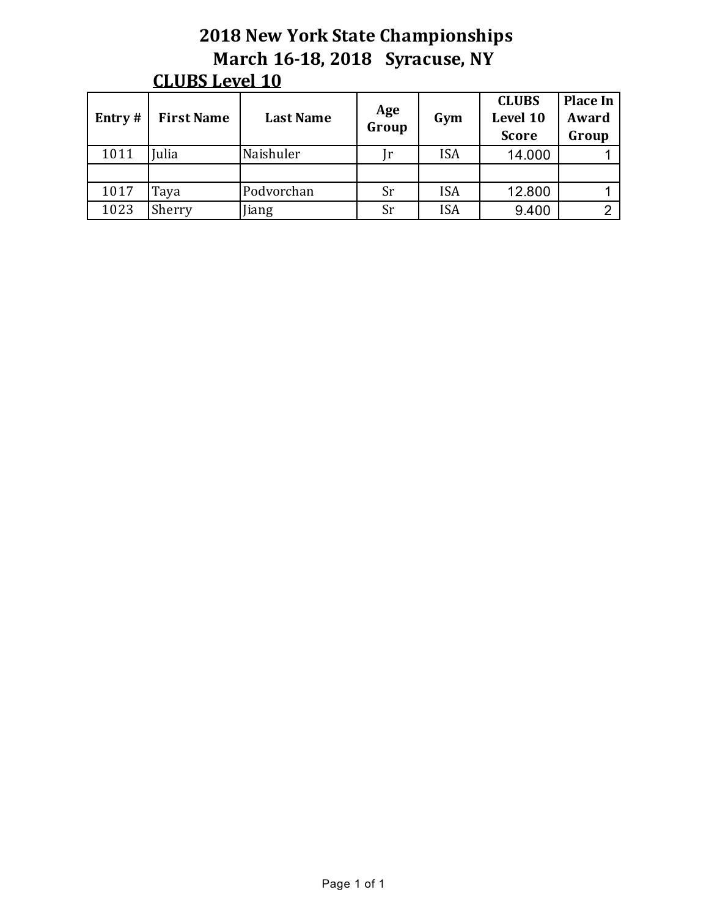# 2018 New York State Championships

## March 16-18, 2018 Syracuse, NY

### CLUBS Level 10

| Entry # | First Name | Last Name | Age Group | Gym | CLUBS Level 10 Score | Place In Award Group |
|---|---|---|---|---|---|---|
| 1011 | Julia | Naishuler | Jr | ISA | 14.000 | 1 |
| | | | | | | |
| 1017 | Taya | Podvorchan | Sr | ISA | 12.800 | 1 |
| 1023 | Sherry | Jiang | Sr | ISA | 9.400 | 2 |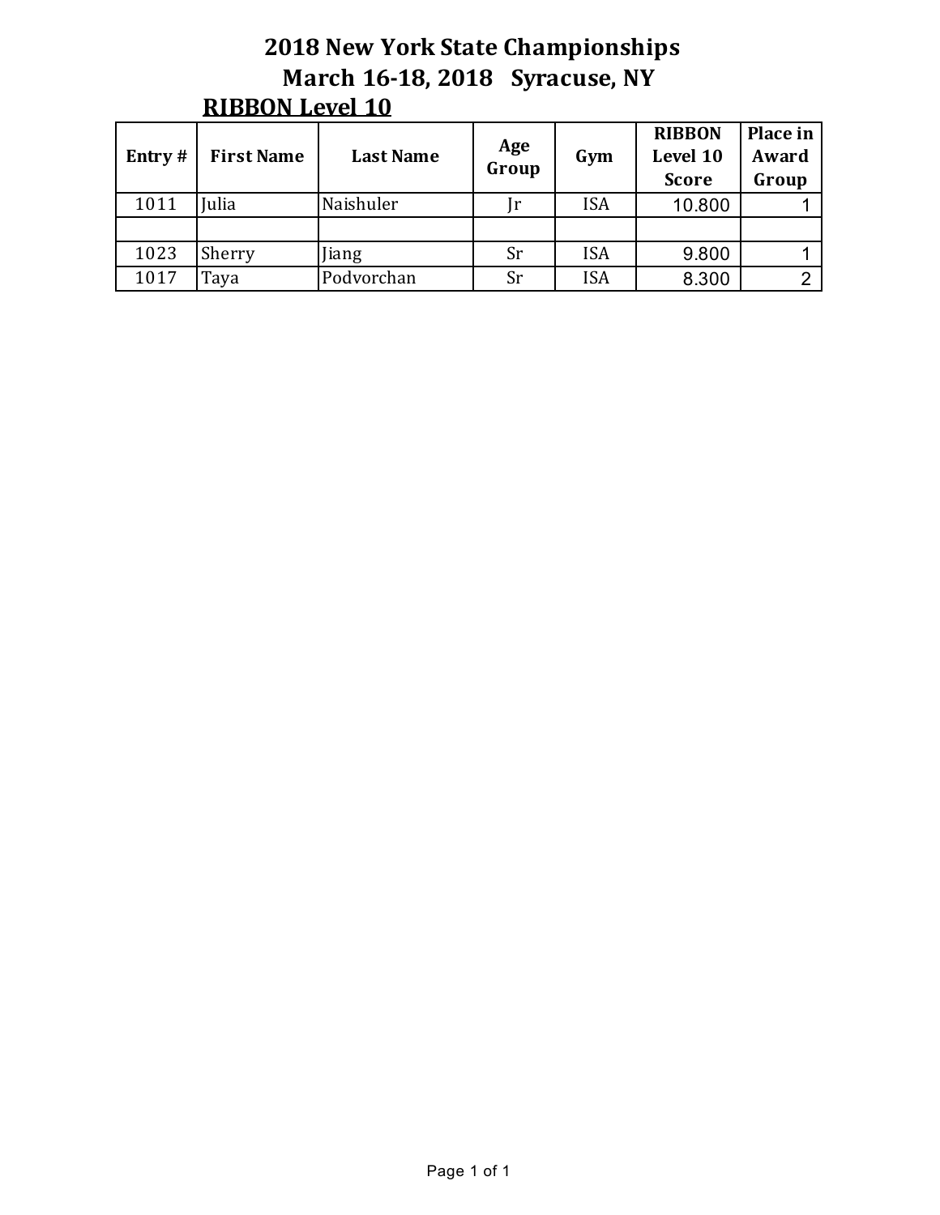# 2018 New York State Championships

## March 16-18, 2018 Syracuse, NY

### RIBBON Level 10

| Entry # | First Name | Last Name | Age Group | Gym | RIBBON Level 10 Score | Place in Award Group |
|---|---|---|---|---|---|---|
| 1011 | Julia | Naishuler | Jr | ISA | 10.800 | 1 |
| | | | | | | |
| 1023 | Sherry | Jiang | Sr | ISA | 9.800 | 1 |
| 1017 | Taya | Podvorchan | Sr | ISA | 8.300 | 2 |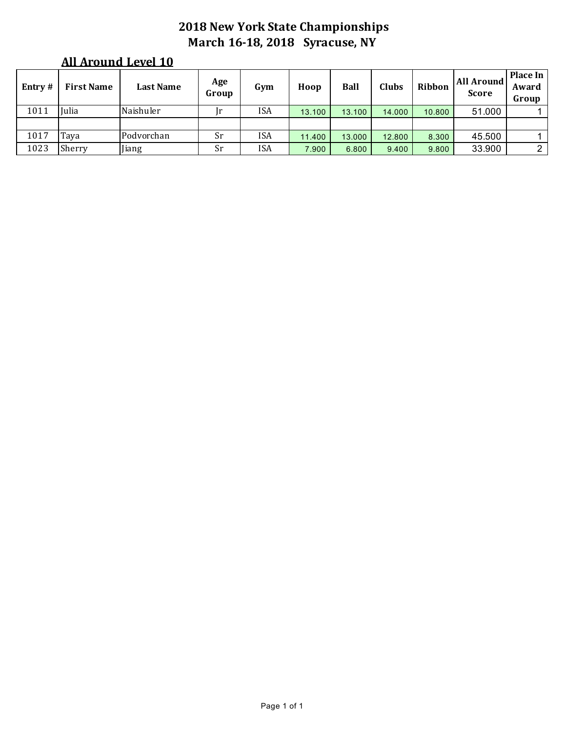# 2018 New York State Championships
## March 16-18, 2018 Syracuse, NY

### All Around Level 10

| Entry # | First Name | Last Name | Age Group | Gym | Hoop | Ball | Clubs | Ribbon | All Around Score | Place In Award Group |
|---|---|---|---|---|---|---|---|---|---|---|
| 1011 | Julia | Naishuler | Jr | ISA | 13.100 | 13.100 | 14.000 | 10.800 | 51.000 | 1 |
| | | | | | | | | | | |
| 1017 | Taya | Podvorchan | Sr | ISA | 11.400 | 13.000 | 12.800 | 8.300 | 45.500 | 1 |
| 1023 | Sherry | Jiang | Sr | ISA | 7.900 | 6.800 | 9.400 | 9.800 | 33.900 | 2 |